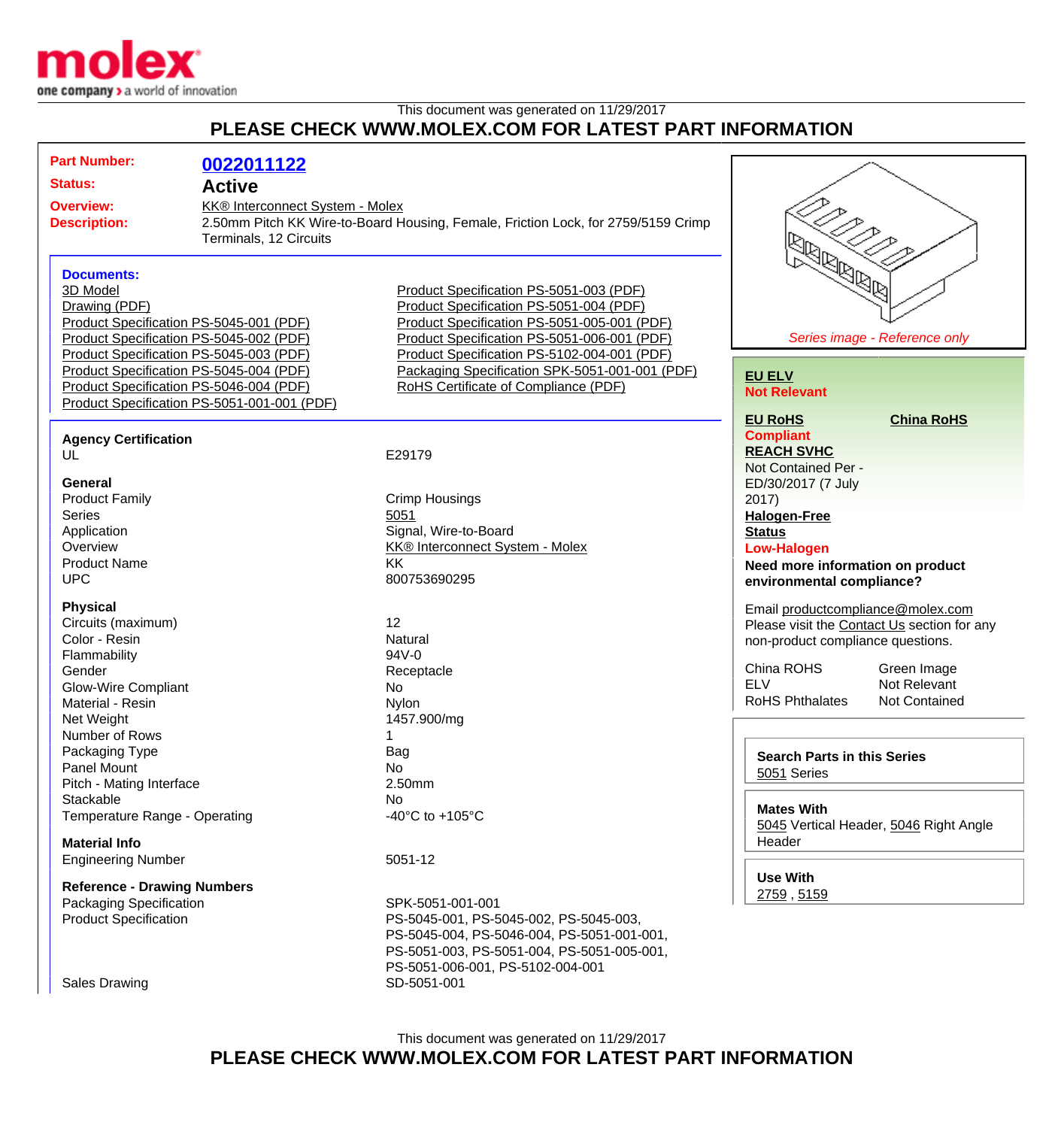molex
one company > a world of innovation

This document was generated on 11/29/2017

**PLEASE CHECK WWW.MOLEX.COM FOR LATEST PART INFORMATION**

**Part Number:** 0022011122

**Status:** Active

**Overview:** KK® Interconnect System - Molex

**Description:** 2.50mm Pitch KK Wire-to-Board Housing, Female, Friction Lock, for 2759/5159 Crimp Terminals, 12 Circuits

### Documents:

- 3D Model
- Drawing (PDF)
- Product Specification PS-5045-001 (PDF)
- Product Specification PS-5045-002 (PDF)
- Product Specification PS-5045-003 (PDF)
- Product Specification PS-5045-004 (PDF)
- Product Specification PS-5046-004 (PDF)
- Product Specification PS-5051-001-001 (PDF)
- Product Specification PS-5051-003 (PDF)
- Product Specification PS-5051-004 (PDF)
- Product Specification PS-5051-005-001 (PDF)
- Product Specification PS-5051-006-001 (PDF)
- Product Specification PS-5102-004-001 (PDF)
- Packaging Specification SPK-5051-001-001 (PDF)
- RoHS Certificate of Compliance (PDF)

*Series image - Reference only*

### Agency Certification

| | |
|---|---|
| UL | E29179 |

### General

| | |
|---|---|
| Product Family | Crimp Housings |
| Series | 5051 |
| Application | Signal, Wire-to-Board |
| Overview | KK® Interconnect System - Molex |
| Product Name | KK |
| UPC | 800753690295 |

### Physical

| | |
|---|---|
| Circuits (maximum) | 12 |
| Color - Resin | Natural |
| Flammability | 94V-0 |
| Gender | Receptacle |
| Glow-Wire Compliant | No |
| Material - Resin | Nylon |
| Net Weight | 1457.900/mg |
| Number of Rows | 1 |
| Packaging Type | Bag |
| Panel Mount | No |
| Pitch - Mating Interface | 2.50mm |
| Stackable | No |
| Temperature Range - Operating | -40°C to +105°C |

### Material Info

| | |
|---|---|
| Engineering Number | 5051-12 |

### Reference - Drawing Numbers

| | |
|---|---|
| Packaging Specification | SPK-5051-001-001 |
| Product Specification | PS-5045-001, PS-5045-002, PS-5045-003, PS-5045-004, PS-5046-004, PS-5051-001-001, PS-5051-003, PS-5051-004, PS-5051-005-001, PS-5051-006-001, PS-5102-004-001 |
| Sales Drawing | SD-5051-001 |

**EU ELV**
Not Relevant

**EU RoHS**
Compliant

**China RoHS**

**REACH SVHC**
Not Contained Per - ED/30/2017 (7 July 2017)

**Halogen-Free Status**
Low-Halogen

**Need more information on product environmental compliance?**

Email productcompliance@molex.com
Please visit the Contact Us section for any non-product compliance questions.

| | |
|---|---|
| China ROHS | Green Image |
| ELV | Not Relevant |
| RoHS Phthalates | Not Contained |

**Search Parts in this Series**
5051 Series

**Mates With**
5045 Vertical Header, 5046 Right Angle Header

**Use With**
2759 , 5159

This document was generated on 11/29/2017

**PLEASE CHECK WWW.MOLEX.COM FOR LATEST PART INFORMATION**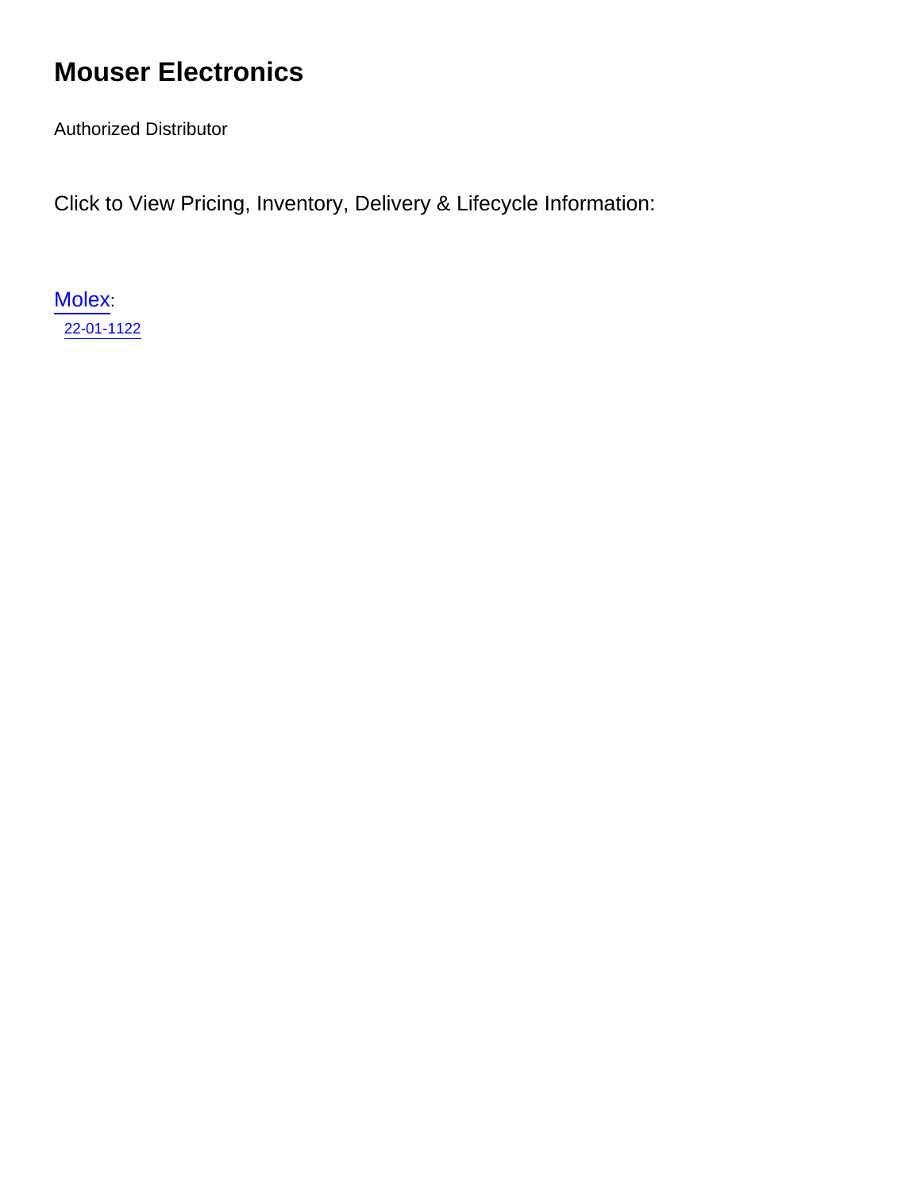# Mouser Electronics

Authorized Distributor

Click to View Pricing, Inventory, Delivery & Lifecycle Information:

Molex:

22-01-1122